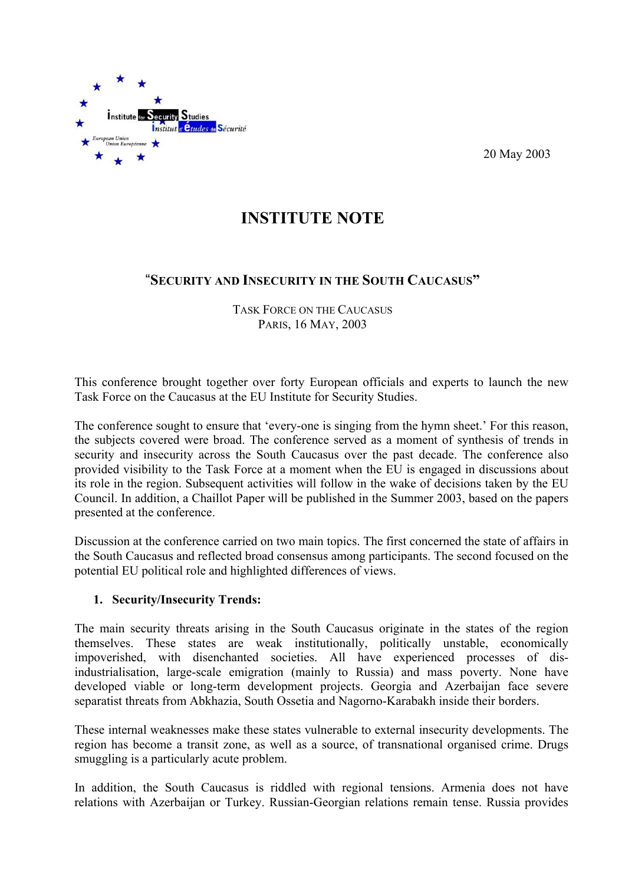Institute for Security Studies
Institut d'Études de Sécurité
European Union
Union Européenne

20 May 2003

# INSTITUTE NOTE

## "SECURITY AND INSECURITY IN THE SOUTH CAUCASUS"

TASK FORCE ON THE CAUCASUS
PARIS, 16 MAY, 2003

This conference brought together over forty European officials and experts to launch the new Task Force on the Caucasus at the EU Institute for Security Studies.

The conference sought to ensure that 'every-one is singing from the hymn sheet.' For this reason, the subjects covered were broad. The conference served as a moment of synthesis of trends in security and insecurity across the South Caucasus over the past decade. The conference also provided visibility to the Task Force at a moment when the EU is engaged in discussions about its role in the region. Subsequent activities will follow in the wake of decisions taken by the EU Council. In addition, a Chaillot Paper will be published in the Summer 2003, based on the papers presented at the conference.

Discussion at the conference carried on two main topics. The first concerned the state of affairs in the South Caucasus and reflected broad consensus among participants. The second focused on the potential EU political role and highlighted differences of views.

1. **Security/Insecurity Trends:**

The main security threats arising in the South Caucasus originate in the states of the region themselves. These states are weak institutionally, politically unstable, economically impoverished, with disenchanted societies. All have experienced processes of dis-industrialisation, large-scale emigration (mainly to Russia) and mass poverty. None have developed viable or long-term development projects. Georgia and Azerbaijan face severe separatist threats from Abkhazia, South Ossetia and Nagorno-Karabakh inside their borders.

These internal weaknesses make these states vulnerable to external insecurity developments. The region has become a transit zone, as well as a source, of transnational organised crime. Drugs smuggling is a particularly acute problem.

In addition, the South Caucasus is riddled with regional tensions. Armenia does not have relations with Azerbaijan or Turkey. Russian-Georgian relations remain tense. Russia provides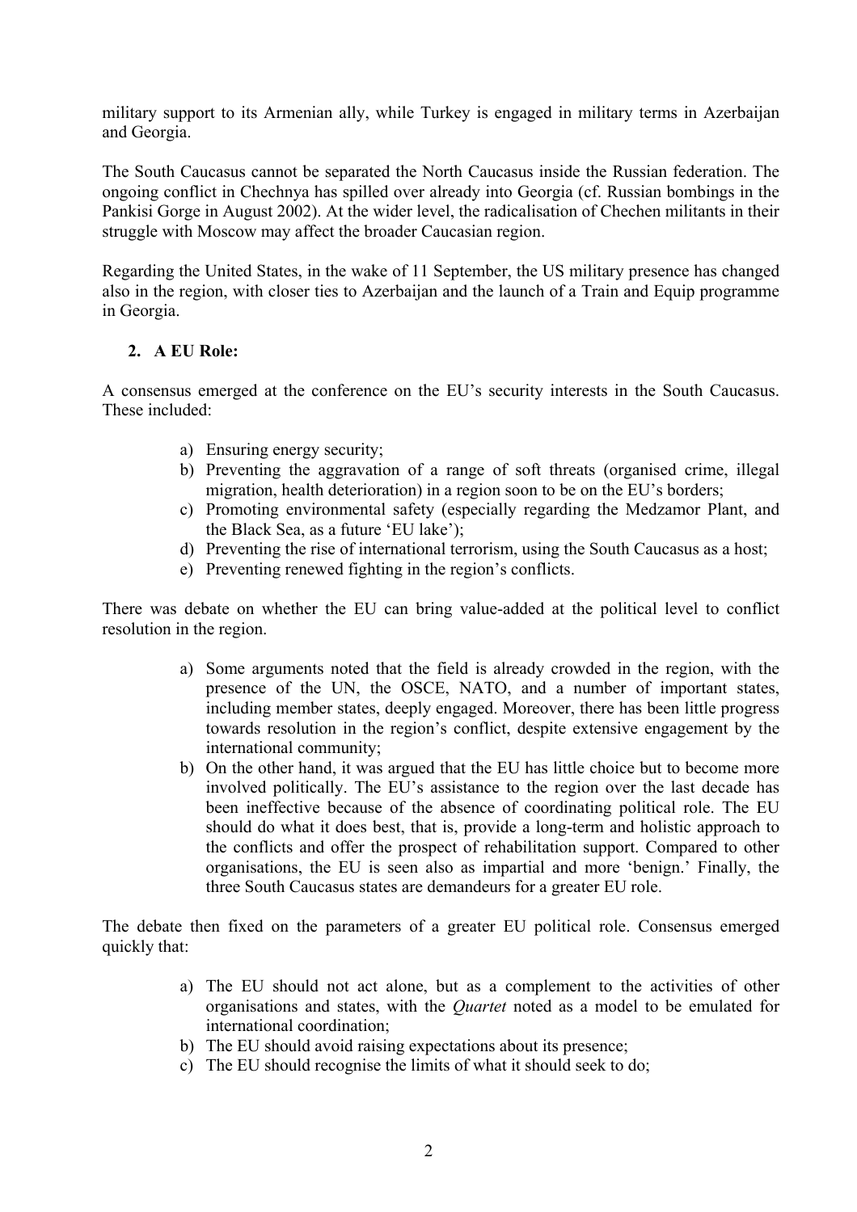military support to its Armenian ally, while Turkey is engaged in military terms in Azerbaijan and Georgia.

The South Caucasus cannot be separated the North Caucasus inside the Russian federation. The ongoing conflict in Chechnya has spilled over already into Georgia (cf. Russian bombings in the Pankisi Gorge in August 2002). At the wider level, the radicalisation of Chechen militants in their struggle with Moscow may affect the broader Caucasian region.

Regarding the United States, in the wake of 11 September, the US military presence has changed also in the region, with closer ties to Azerbaijan and the launch of a Train and Equip programme in Georgia.

**2. A EU Role:**

A consensus emerged at the conference on the EU's security interests in the South Caucasus. These included:

a) Ensuring energy security;
b) Preventing the aggravation of a range of soft threats (organised crime, illegal migration, health deterioration) in a region soon to be on the EU's borders;
c) Promoting environmental safety (especially regarding the Medzamor Plant, and the Black Sea, as a future 'EU lake');
d) Preventing the rise of international terrorism, using the South Caucasus as a host;
e) Preventing renewed fighting in the region's conflicts.

There was debate on whether the EU can bring value-added at the political level to conflict resolution in the region.

a) Some arguments noted that the field is already crowded in the region, with the presence of the UN, the OSCE, NATO, and a number of important states, including member states, deeply engaged. Moreover, there has been little progress towards resolution in the region's conflict, despite extensive engagement by the international community;
b) On the other hand, it was argued that the EU has little choice but to become more involved politically. The EU's assistance to the region over the last decade has been ineffective because of the absence of coordinating political role. The EU should do what it does best, that is, provide a long-term and holistic approach to the conflicts and offer the prospect of rehabilitation support. Compared to other organisations, the EU is seen also as impartial and more 'benign.' Finally, the three South Caucasus states are demandeurs for a greater EU role.

The debate then fixed on the parameters of a greater EU political role. Consensus emerged quickly that:

a) The EU should not act alone, but as a complement to the activities of other organisations and states, with the *Quartet* noted as a model to be emulated for international coordination;
b) The EU should avoid raising expectations about its presence;
c) The EU should recognise the limits of what it should seek to do;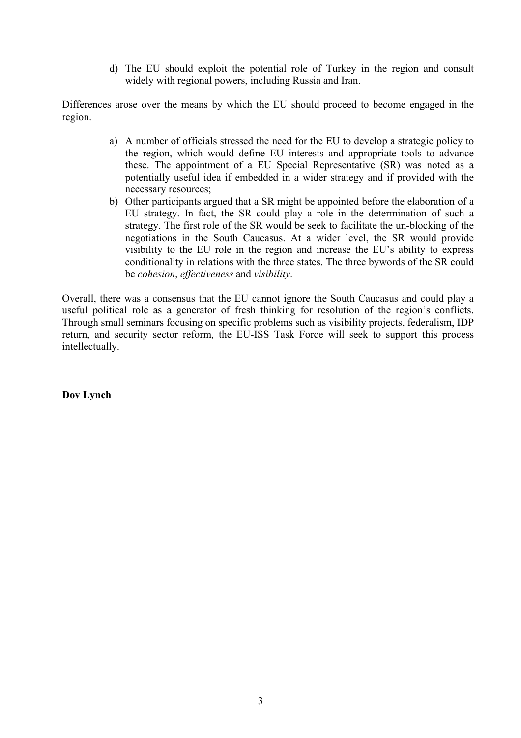d) The EU should exploit the potential role of Turkey in the region and consult widely with regional powers, including Russia and Iran.

Differences arose over the means by which the EU should proceed to become engaged in the region.

a) A number of officials stressed the need for the EU to develop a strategic policy to the region, which would define EU interests and appropriate tools to advance these. The appointment of a EU Special Representative (SR) was noted as a potentially useful idea if embedded in a wider strategy and if provided with the necessary resources;
b) Other participants argued that a SR might be appointed before the elaboration of a EU strategy. In fact, the SR could play a role in the determination of such a strategy. The first role of the SR would be seek to facilitate the un-blocking of the negotiations in the South Caucasus. At a wider level, the SR would provide visibility to the EU role in the region and increase the EU's ability to express conditionality in relations with the three states. The three bywords of the SR could be *cohesion*, *effectiveness* and *visibility*.

Overall, there was a consensus that the EU cannot ignore the South Caucasus and could play a useful political role as a generator of fresh thinking for resolution of the region's conflicts. Through small seminars focusing on specific problems such as visibility projects, federalism, IDP return, and security sector reform, the EU-ISS Task Force will seek to support this process intellectually.

**Dov Lynch**